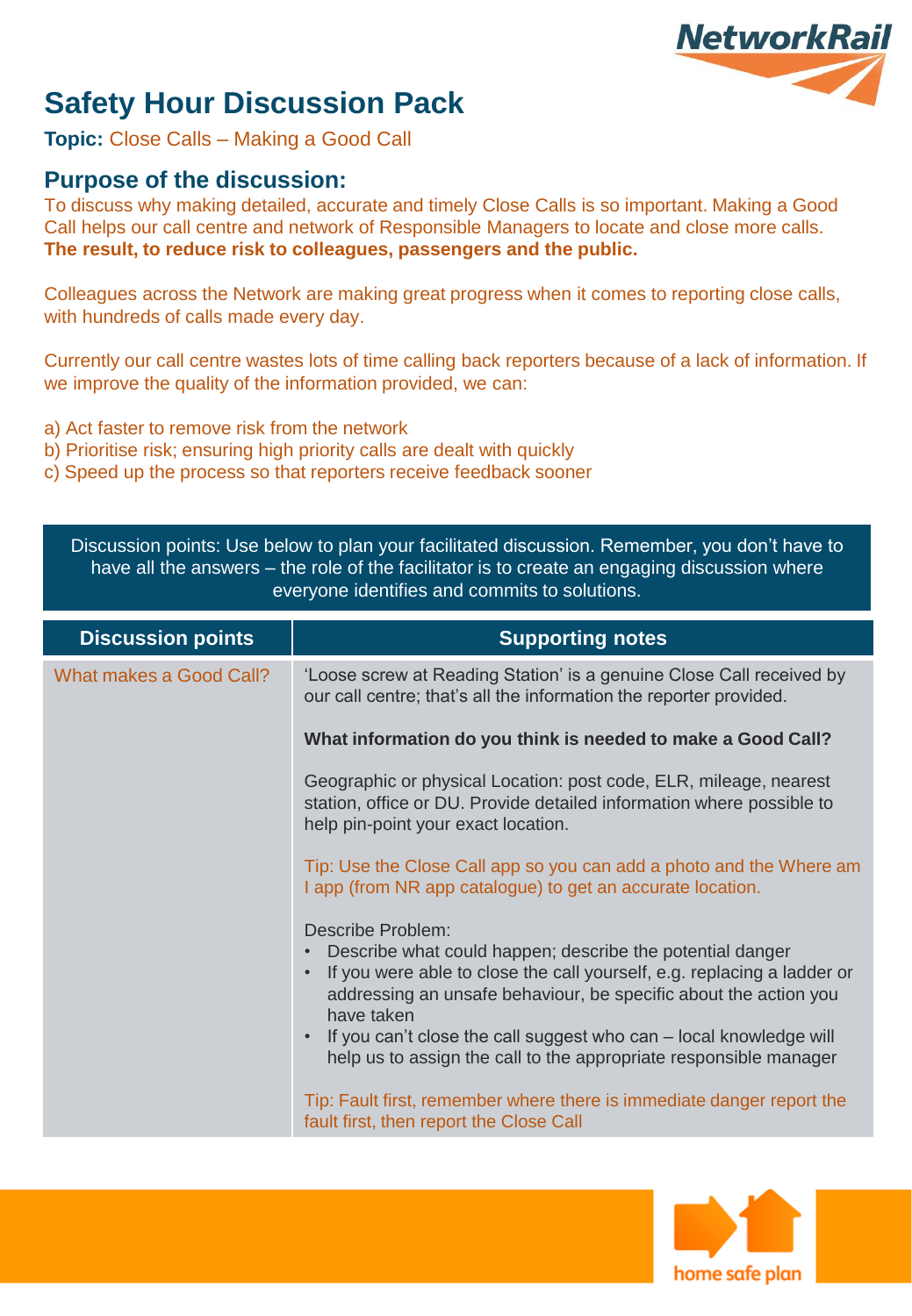# Safety Hour Discussion Pack

**Topic:** Close Calls – Making a Good Call

## Purpose of the discussion:

To discuss why making detailed, accurate and timely Close Calls is so important. Making a Good Call helps our call centre and network of Responsible Managers to locate and close more calls. **The result, to reduce risk to colleagues, passengers and the public.**

Colleagues across the Network are making great progress when it comes to reporting close calls, with hundreds of calls made every day.

Currently our call centre wastes lots of time calling back reporters because of a lack of information. If we improve the quality of the information provided, we can:

a) Act faster to remove risk from the network
b) Prioritise risk; ensuring high priority calls are dealt with quickly
c) Speed up the process so that reporters receive feedback sooner

Discussion points: Use below to plan your facilitated discussion. Remember, you don't have to have all the answers – the role of the facilitator is to create an engaging discussion where everyone identifies and commits to solutions.

| Discussion points | Supporting notes |
|---|---|
| What makes a Good Call? | 'Loose screw at Reading Station' is a genuine Close Call received by our call centre; that's all the information the reporter provided.<br><br>**What information do you think is needed to make a Good Call?**<br><br>Geographic or physical Location: post code, ELR, mileage, nearest station, office or DU. Provide detailed information where possible to help pin-point your exact location.<br><br>Tip: Use the Close Call app so you can add a photo and the Where am I app (from NR app catalogue) to get an accurate location.<br><br>Describe Problem:<br>• Describe what could happen; describe the potential danger<br>• If you were able to close the call yourself, e.g. replacing a ladder or addressing an unsafe behaviour, be specific about the action you have taken<br>• If you can't close the call suggest who can – local knowledge will help us to assign the call to the appropriate responsible manager<br><br>Tip: Fault first, remember where there is immediate danger report the fault first, then report the Close Call |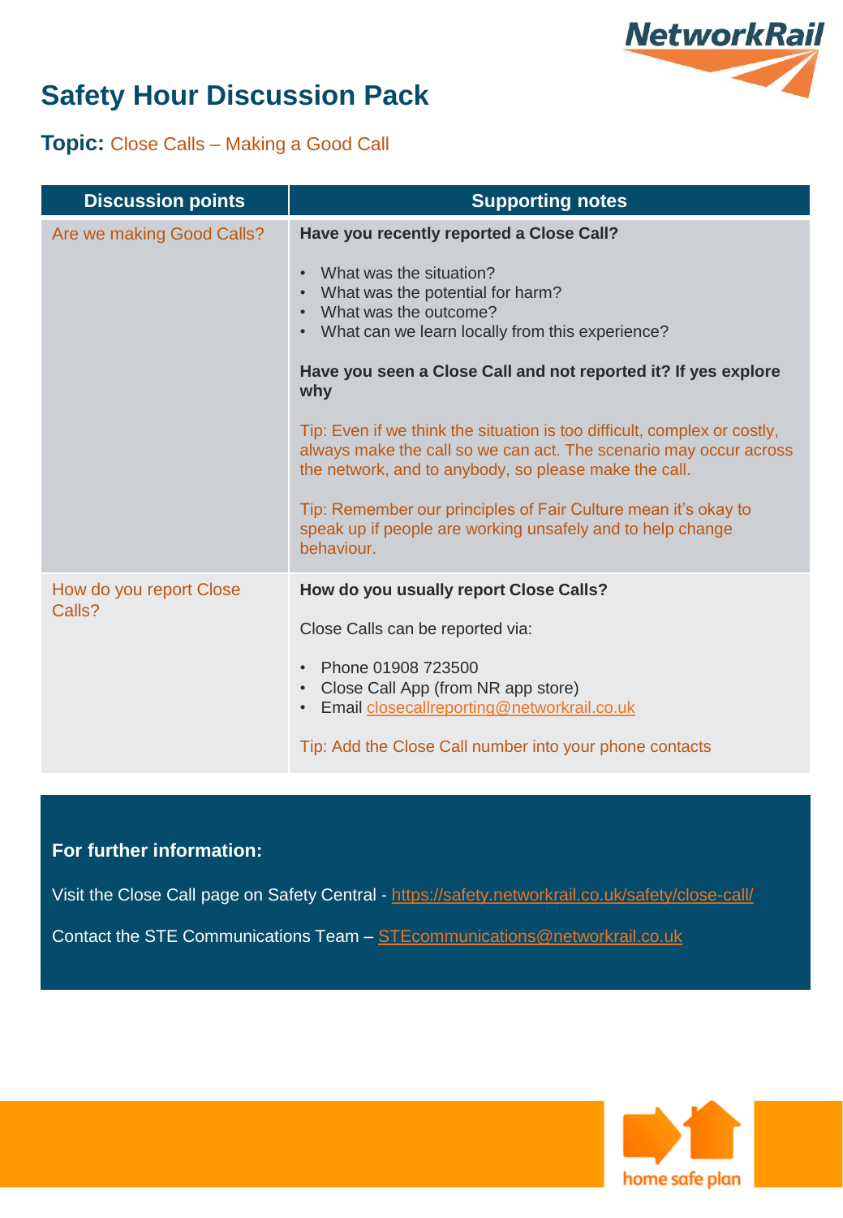# Safety Hour Discussion Pack

**Topic:** Close Calls – Making a Good Call

| Discussion points | Supporting notes |
|---|---|
| Are we making Good Calls? | **Have you recently reported a Close Call?**<br><br>• What was the situation?<br>• What was the potential for harm?<br>• What was the outcome?<br>• What can we learn locally from this experience?<br><br>**Have you seen a Close Call and not reported it? If yes explore why**<br><br>Tip: Even if we think the situation is too difficult, complex or costly, always make the call so we can act. The scenario may occur across the network, and to anybody, so please make the call.<br><br>Tip: Remember our principles of Fair Culture mean it's okay to speak up if people are working unsafely and to help change behaviour. |
| How do you report Close Calls? | **How do you usually report Close Calls?**<br><br>Close Calls can be reported via:<br><br>• Phone 01908 723500<br>• Close Call App (from NR app store)<br>• Email closecallreporting@networkrail.co.uk<br><br>Tip: Add the Close Call number into your phone contacts |

**For further information:**

Visit the Close Call page on Safety Central - https://safety.networkrail.co.uk/safety/close-call/

Contact the STE Communications Team – STEcommunications@networkrail.co.uk